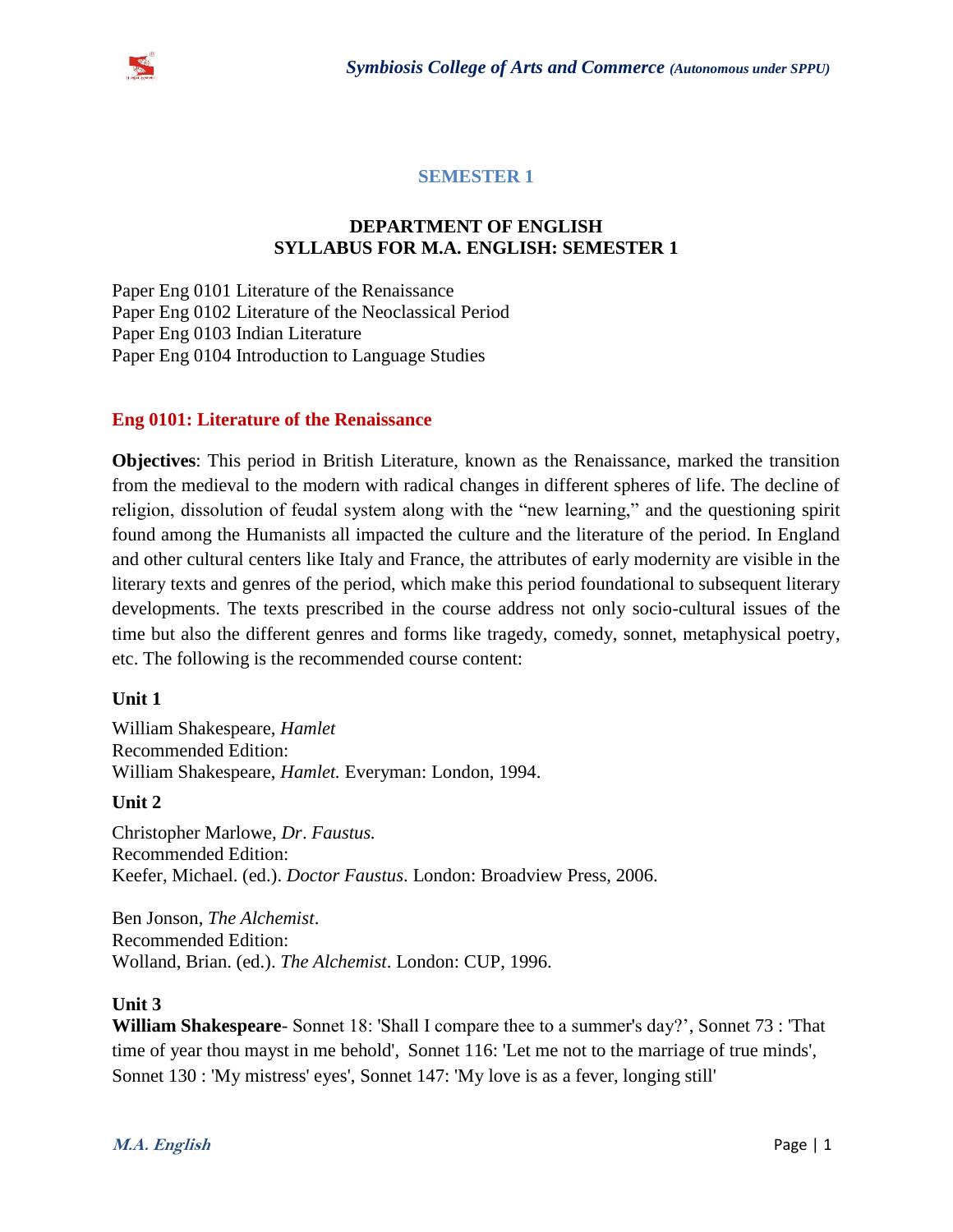## SEMESTER 1

### DEPARTMENT OF ENGLISH
### SYLLABUS FOR M.A. ENGLISH: SEMESTER 1

Paper Eng 0101 Literature of the Renaissance
Paper Eng 0102 Literature of the Neoclassical Period
Paper Eng 0103 Indian Literature
Paper Eng 0104 Introduction to Language Studies

### Eng 0101: Literature of the Renaissance

**Objectives**: This period in British Literature, known as the Renaissance, marked the transition from the medieval to the modern with radical changes in different spheres of life. The decline of religion, dissolution of feudal system along with the "new learning," and the questioning spirit found among the Humanists all impacted the culture and the literature of the period. In England and other cultural centers like Italy and France, the attributes of early modernity are visible in the literary texts and genres of the period, which make this period foundational to subsequent literary developments. The texts prescribed in the course address not only socio-cultural issues of the time but also the different genres and forms like tragedy, comedy, sonnet, metaphysical poetry, etc. The following is the recommended course content:

**Unit 1**

William Shakespeare, *Hamlet*
Recommended Edition:
William Shakespeare, *Hamlet.* Everyman: London, 1994.

**Unit 2**

Christopher Marlowe, *Dr*. *Faustus.*
Recommended Edition:
Keefer, Michael. (ed.). *Doctor Faustus*. London: Broadview Press, 2006.

Ben Jonson, *The Alchemist*.
Recommended Edition:
Wolland, Brian. (ed.). *The Alchemist*. London: CUP, 1996.

**Unit 3**

**William Shakespeare**- Sonnet 18: 'Shall I compare thee to a summer's day?', Sonnet 73 : 'That time of year thou mayst in me behold', Sonnet 116: 'Let me not to the marriage of true minds', Sonnet 130 : 'My mistress' eyes', Sonnet 147: 'My love is as a fever, longing still'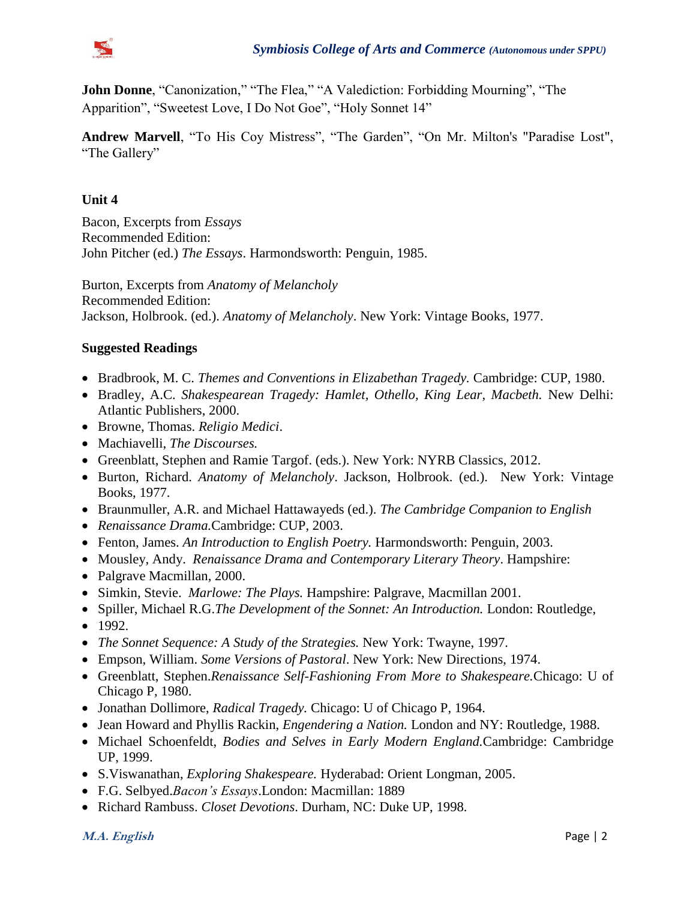**John Donne**, “Canonization,” “The Flea,” “A Valediction: Forbidding Mourning”, “The Apparition”, “Sweetest Love, I Do Not Goe”, “Holy Sonnet 14”

**Andrew Marvell**, “To His Coy Mistress”, “The Garden”, “On Mr. Milton's "Paradise Lost", “The Gallery”

**Unit 4**

Bacon, Excerpts from *Essays*
Recommended Edition:
John Pitcher (ed.) *The Essays*. Harmondsworth: Penguin, 1985.

Burton, Excerpts from *Anatomy of Melancholy*
Recommended Edition:
Jackson, Holbrook. (ed.). *Anatomy of Melancholy*. New York: Vintage Books, 1977.

**Suggested Readings**

- Bradbrook, M. C. *Themes and Conventions in Elizabethan Tragedy.* Cambridge: CUP, 1980.
- Bradley, A.C. *Shakespearean Tragedy: Hamlet, Othello, King Lear, Macbeth.* New Delhi: Atlantic Publishers, 2000.
- Browne, Thomas. *Religio Medici*.
- Machiavelli, *The Discourses.*
- Greenblatt, Stephen and Ramie Targof. (eds.). New York: NYRB Classics, 2012.
- Burton, Richard. *Anatomy of Melancholy*. Jackson, Holbrook. (ed.). New York: Vintage Books, 1977.
- Braunmuller, A.R. and Michael Hattawayeds (ed.). *The Cambridge Companion to English*
- *Renaissance Drama.*Cambridge: CUP, 2003.
- Fenton, James. *An Introduction to English Poetry.* Harmondsworth: Penguin, 2003.
- Mousley, Andy. *Renaissance Drama and Contemporary Literary Theory*. Hampshire:
- Palgrave Macmillan, 2000.
- Simkin, Stevie. *Marlowe: The Plays.* Hampshire: Palgrave, Macmillan 2001.
- Spiller, Michael R.G.*The Development of the Sonnet: An Introduction.* London: Routledge,
- 1992.
- *The Sonnet Sequence: A Study of the Strategies.* New York: Twayne, 1997.
- Empson, William. *Some Versions of Pastoral*. New York: New Directions, 1974.
- Greenblatt, Stephen.*Renaissance Self-Fashioning From More to Shakespeare.*Chicago: U of Chicago P, 1980.
- Jonathan Dollimore, *Radical Tragedy.* Chicago: U of Chicago P, 1964.
- Jean Howard and Phyllis Rackin, *Engendering a Nation.* London and NY: Routledge, 1988.
- Michael Schoenfeldt, *Bodies and Selves in Early Modern England.*Cambridge: Cambridge UP, 1999.
- S.Viswanathan, *Exploring Shakespeare.* Hyderabad: Orient Longman, 2005.
- F.G. Selbyed.*Bacon’s Essays*.London: Macmillan: 1889
- Richard Rambuss. *Closet Devotions*. Durham, NC: Duke UP, 1998.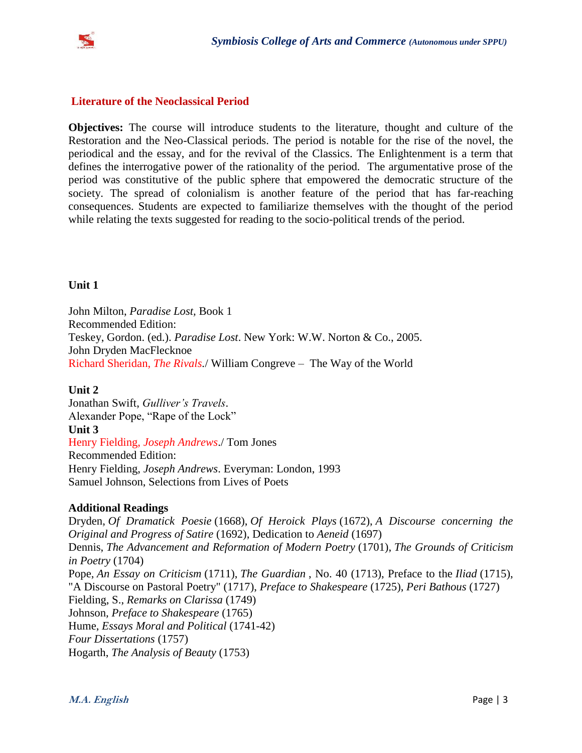## Literature of the Neoclassical Period

**Objectives:** The course will introduce students to the literature, thought and culture of the Restoration and the Neo-Classical periods. The period is notable for the rise of the novel, the periodical and the essay, and for the revival of the Classics. The Enlightenment is a term that defines the interrogative power of the rationality of the period. The argumentative prose of the period was constitutive of the public sphere that empowered the democratic structure of the society. The spread of colonialism is another feature of the period that has far-reaching consequences. Students are expected to familiarize themselves with the thought of the period while relating the texts suggested for reading to the socio-political trends of the period.

**Unit 1**

John Milton, *Paradise Lost,* Book 1
Recommended Edition:
Teskey, Gordon. (ed.). *Paradise Lost*. New York: W.W. Norton & Co., 2005.
John Dryden MacFlecknoe
Richard Sheridan, *The Rivals*./ William Congreve – The Way of the World

**Unit 2**

Jonathan Swift, *Gulliver's Travels*.
Alexander Pope, "Rape of the Lock"

**Unit 3**

Henry Fielding, *Joseph Andrews*./ Tom Jones
Recommended Edition:
Henry Fielding, *Joseph Andrews*. Everyman: London, 1993
Samuel Johnson, Selections from Lives of Poets

**Additional Readings**

Dryden, *Of Dramatick Poesie* (1668), *Of Heroick Plays* (1672), *A Discourse concerning the Original and Progress of Satire* (1692), Dedication to *Aeneid* (1697)
Dennis, *The Advancement and Reformation of Modern Poetry* (1701), *The Grounds of Criticism in Poetry* (1704)
Pope, *An Essay on Criticism* (1711), *The Guardian* , No. 40 (1713), Preface to the *Iliad* (1715), "A Discourse on Pastoral Poetry" (1717), *Preface to Shakespeare* (1725), *Peri Bathous* (1727)
Fielding, S., *Remarks on Clarissa* (1749)
Johnson, *Preface to Shakespeare* (1765)
Hume, *Essays Moral and Political* (1741-42)
*Four Dissertations* (1757)
Hogarth, *The Analysis of Beauty* (1753)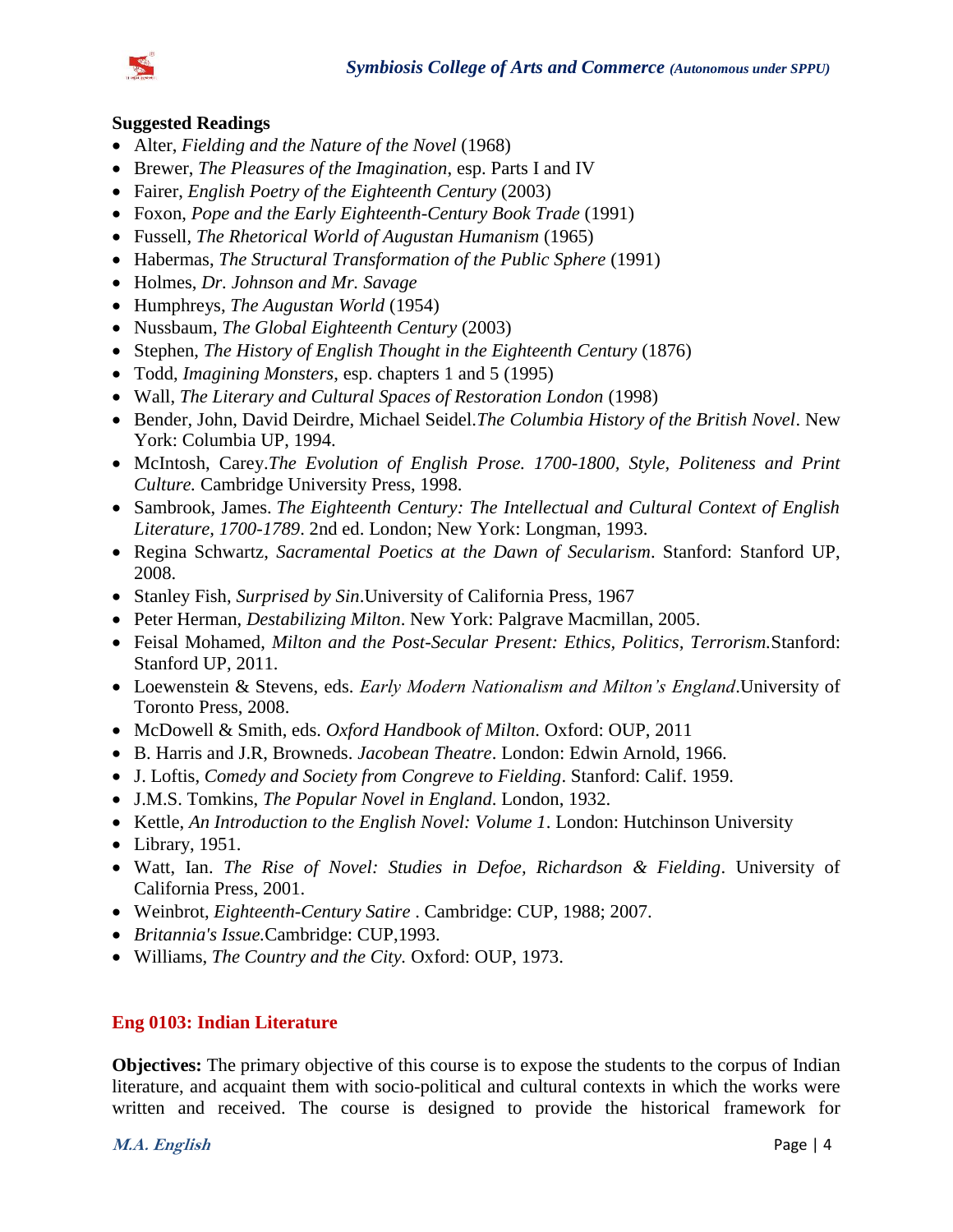**Suggested Readings**

- Alter, *Fielding and the Nature of the Novel* (1968)
- Brewer, *The Pleasures of the Imagination*, esp. Parts I and IV
- Fairer, *English Poetry of the Eighteenth Century* (2003)
- Foxon, *Pope and the Early Eighteenth-Century Book Trade* (1991)
- Fussell, *The Rhetorical World of Augustan Humanism* (1965)
- Habermas, *The Structural Transformation of the Public Sphere* (1991)
- Holmes, *Dr. Johnson and Mr. Savage*
- Humphreys, *The Augustan World* (1954)
- Nussbaum, *The Global Eighteenth Century* (2003)
- Stephen, *The History of English Thought in the Eighteenth Century* (1876)
- Todd, *Imagining Monsters*, esp. chapters 1 and 5 (1995)
- Wall, *The Literary and Cultural Spaces of Restoration London* (1998)
- Bender, John, David Deirdre, Michael Seidel.*The Columbia History of the British Novel*. New York: Columbia UP, 1994.
- McIntosh, Carey.*The Evolution of English Prose. 1700-1800, Style, Politeness and Print Culture.* Cambridge University Press, 1998.
- Sambrook, James. *The Eighteenth Century: The Intellectual and Cultural Context of English Literature, 1700-1789*. 2nd ed. London; New York: Longman, 1993.
- Regina Schwartz, *Sacramental Poetics at the Dawn of Secularism*. Stanford: Stanford UP, 2008.
- Stanley Fish, *Surprised by Sin*.University of California Press, 1967
- Peter Herman, *Destabilizing Milton*. New York: Palgrave Macmillan, 2005.
- Feisal Mohamed, *Milton and the Post-Secular Present: Ethics, Politics, Terrorism.*Stanford: Stanford UP, 2011.
- Loewenstein & Stevens, eds. *Early Modern Nationalism and Milton's England*.University of Toronto Press, 2008.
- McDowell & Smith, eds. *Oxford Handbook of Milton*. Oxford: OUP, 2011
- B. Harris and J.R, Browneds. *Jacobean Theatre*. London: Edwin Arnold, 1966.
- J. Loftis, *Comedy and Society from Congreve to Fielding*. Stanford: Calif. 1959.
- J.M.S. Tomkins, *The Popular Novel in England*. London, 1932.
- Kettle, *An Introduction to the English Novel: Volume 1*. London: Hutchinson University
- Library, 1951.
- Watt, Ian. *The Rise of Novel: Studies in Defoe, Richardson & Fielding*. University of California Press, 2001.
- Weinbrot, *Eighteenth-Century Satire* . Cambridge: CUP, 1988; 2007.
- *Britannia's Issue.*Cambridge: CUP,1993.
- Williams, *The Country and the City.* Oxford: OUP, 1973.

## Eng 0103: Indian Literature

**Objectives:** The primary objective of this course is to expose the students to the corpus of Indian literature, and acquaint them with socio-political and cultural contexts in which the works were written and received. The course is designed to provide the historical framework for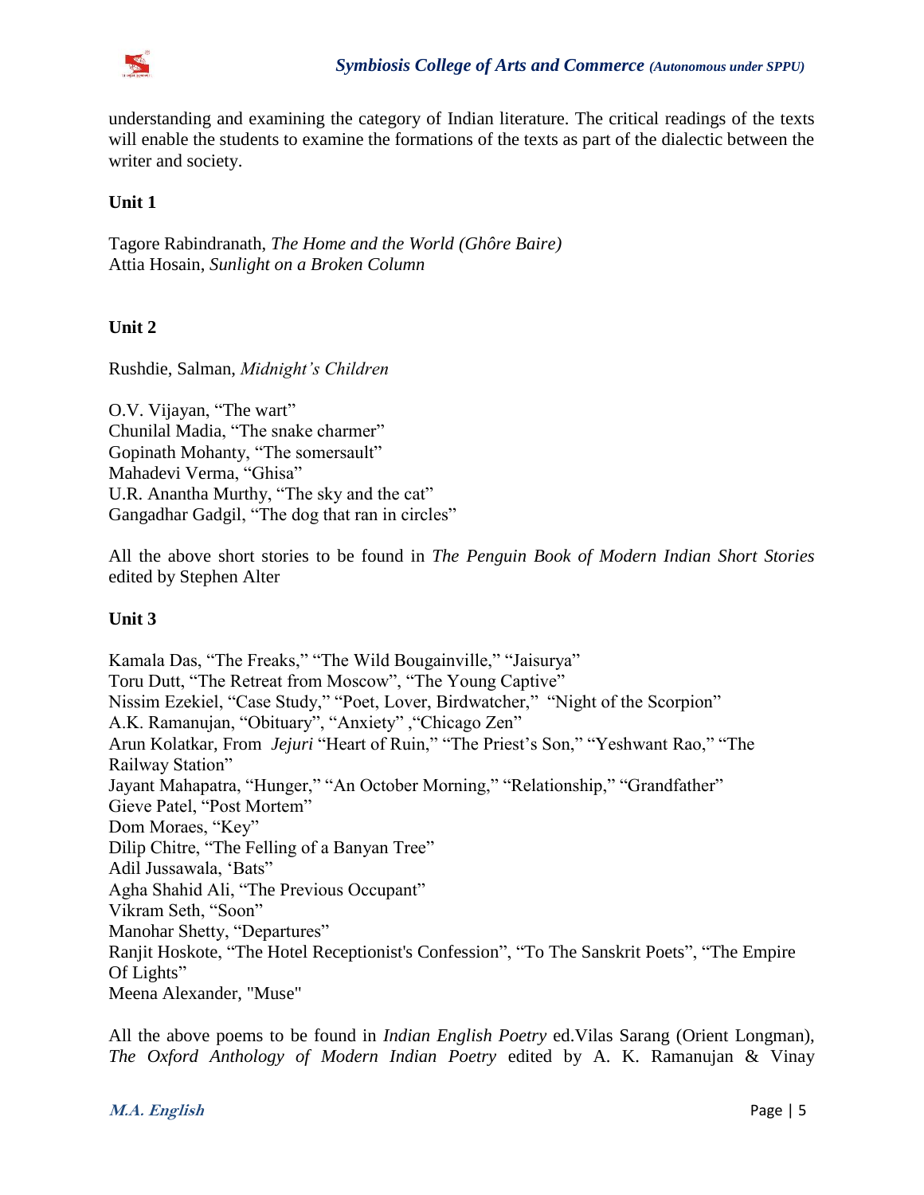understanding and examining the category of Indian literature. The critical readings of the texts will enable the students to examine the formations of the texts as part of the dialectic between the writer and society.

**Unit 1**

Tagore Rabindranath, *The Home and the World (Ghôre Baire)*
Attia Hosain, *Sunlight on a Broken Column*

**Unit 2**

Rushdie, Salman, *Midnight's Children*

O.V. Vijayan, "The wart"
Chunilal Madia, "The snake charmer"
Gopinath Mohanty, "The somersault"
Mahadevi Verma, "Ghisa"
U.R. Anantha Murthy, "The sky and the cat"
Gangadhar Gadgil, "The dog that ran in circles"

All the above short stories to be found in *The Penguin Book of Modern Indian Short Stories* edited by Stephen Alter

**Unit 3**

Kamala Das, "The Freaks," "The Wild Bougainville," "Jaisurya"
Toru Dutt, "The Retreat from Moscow", "The Young Captive"
Nissim Ezekiel, "Case Study," "Poet, Lover, Birdwatcher," "Night of the Scorpion"
A.K. Ramanujan, "Obituary", "Anxiety" ,"Chicago Zen"
Arun Kolatkar, From *Jejuri* "Heart of Ruin," "The Priest's Son," "Yeshwant Rao," "The Railway Station"
Jayant Mahapatra, "Hunger," "An October Morning," "Relationship," "Grandfather"
Gieve Patel, "Post Mortem"
Dom Moraes, "Key"
Dilip Chitre, "The Felling of a Banyan Tree"
Adil Jussawala, 'Bats"
Agha Shahid Ali, "The Previous Occupant"
Vikram Seth, "Soon"
Manohar Shetty, "Departures"
Ranjit Hoskote, "The Hotel Receptionist's Confession", "To The Sanskrit Poets", "The Empire Of Lights"
Meena Alexander, "Muse"

All the above poems to be found in *Indian English Poetry* ed.Vilas Sarang (Orient Longman), *The Oxford Anthology of Modern Indian Poetry* edited by A. K. Ramanujan & Vinay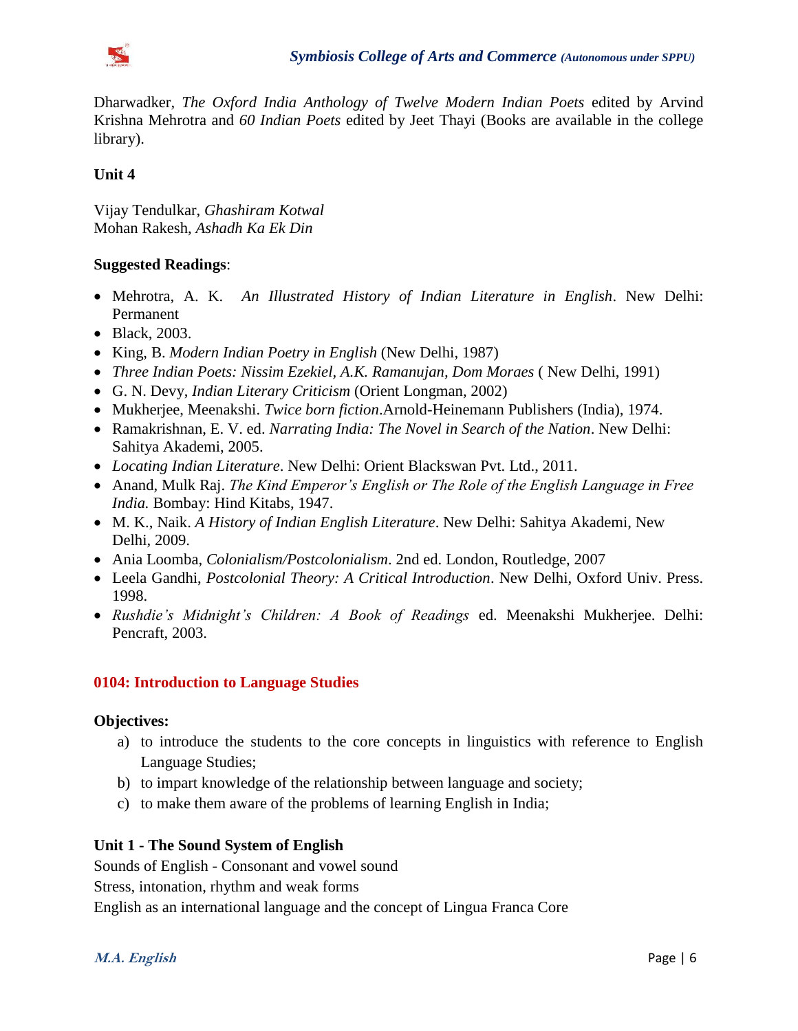Dharwadker, *The Oxford India Anthology of Twelve Modern Indian Poets* edited by Arvind Krishna Mehrotra and *60 Indian Poets* edited by Jeet Thayi (Books are available in the college library).

**Unit 4**

Vijay Tendulkar, *Ghashiram Kotwal*
Mohan Rakesh, *Ashadh Ka Ek Din*

**Suggested Readings**:

- Mehrotra, A. K. *An Illustrated History of Indian Literature in English*. New Delhi: Permanent
- Black, 2003.
- King, B. *Modern Indian Poetry in English* (New Delhi, 1987)
- *Three Indian Poets: Nissim Ezekiel, A.K. Ramanujan, Dom Moraes* ( New Delhi, 1991)
- G. N. Devy, *Indian Literary Criticism* (Orient Longman, 2002)
- Mukherjee, Meenakshi. *Twice born fiction*.Arnold-Heinemann Publishers (India), 1974.
- Ramakrishnan, E. V. ed. *Narrating India: The Novel in Search of the Nation*. New Delhi: Sahitya Akademi, 2005.
- *Locating Indian Literature*. New Delhi: Orient Blackswan Pvt. Ltd., 2011.
- Anand, Mulk Raj. *The Kind Emperor's English or The Role of the English Language in Free India.* Bombay: Hind Kitabs, 1947.
- M. K., Naik. *A History of Indian English Literature*. New Delhi: Sahitya Akademi, New Delhi, 2009.
- Ania Loomba, *Colonialism/Postcolonialism*. 2nd ed. London, Routledge, 2007
- Leela Gandhi, *Postcolonial Theory: A Critical Introduction*. New Delhi, Oxford Univ. Press. 1998.
- *Rushdie's Midnight's Children: A Book of Readings* ed. Meenakshi Mukherjee. Delhi: Pencraft, 2003.

## 0104: Introduction to Language Studies

**Objectives:**

a) to introduce the students to the core concepts in linguistics with reference to English Language Studies;
b) to impart knowledge of the relationship between language and society;
c) to make them aware of the problems of learning English in India;

**Unit 1 - The Sound System of English**

Sounds of English - Consonant and vowel sound
Stress, intonation, rhythm and weak forms
English as an international language and the concept of Lingua Franca Core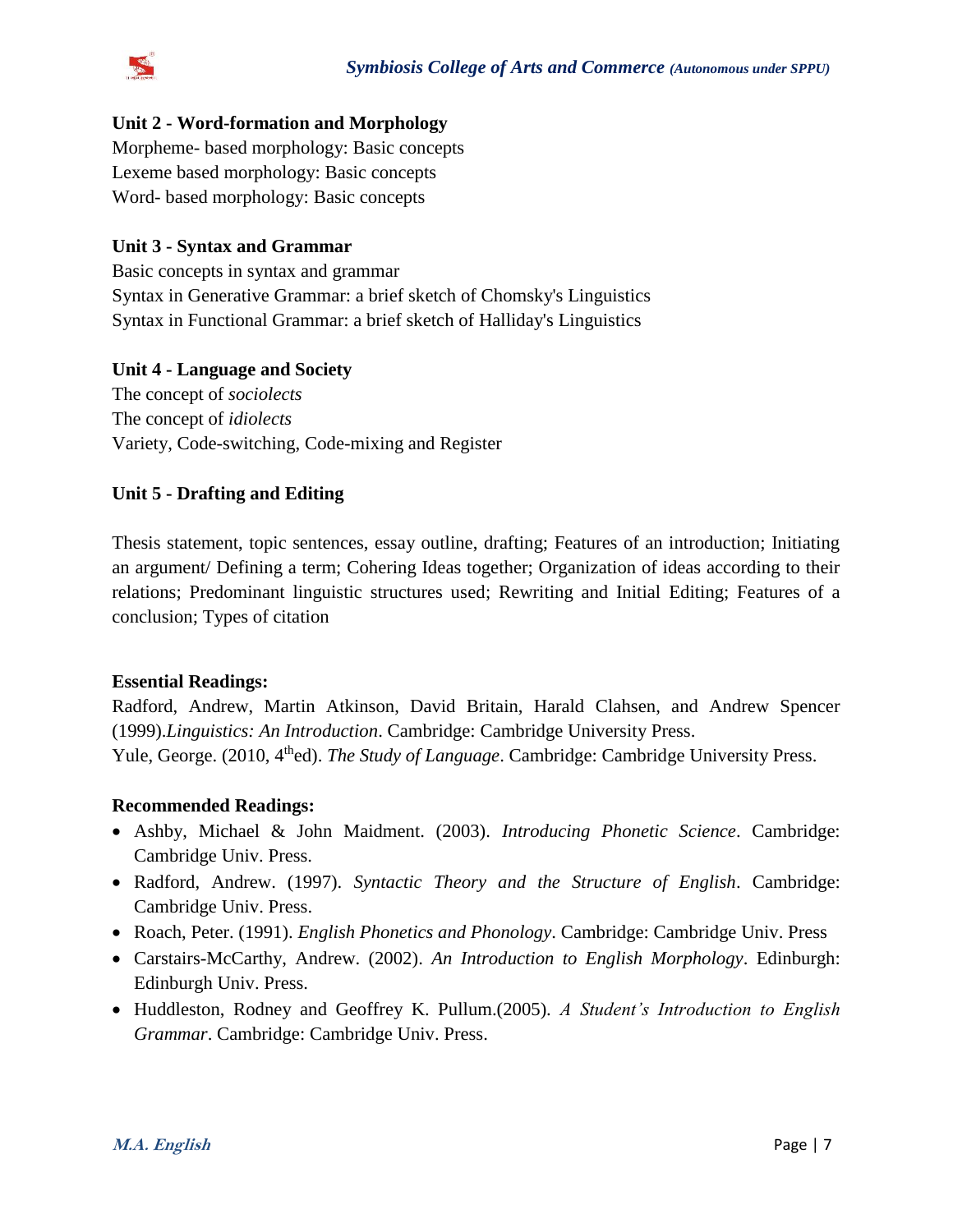**Unit 2 - Word-formation and Morphology**

Morpheme- based morphology: Basic concepts
Lexeme based morphology: Basic concepts
Word- based morphology: Basic concepts

**Unit 3 - Syntax and Grammar**

Basic concepts in syntax and grammar
Syntax in Generative Grammar: a brief sketch of Chomsky's Linguistics
Syntax in Functional Grammar: a brief sketch of Halliday's Linguistics

**Unit 4 - Language and Society**

The concept of *sociolects*
The concept of *idiolects*
Variety, Code-switching, Code-mixing and Register

**Unit 5 - Drafting and Editing**

Thesis statement, topic sentences, essay outline, drafting; Features of an introduction; Initiating an argument/ Defining a term; Cohering Ideas together; Organization of ideas according to their relations; Predominant linguistic structures used; Rewriting and Initial Editing; Features of a conclusion; Types of citation

**Essential Readings:**

Radford, Andrew, Martin Atkinson, David Britain, Harald Clahsen, and Andrew Spencer (1999).*Linguistics: An Introduction*. Cambridge: Cambridge University Press.
Yule, George. (2010, 4th ed). *The Study of Language*. Cambridge: Cambridge University Press.

**Recommended Readings:**

- Ashby, Michael & John Maidment. (2003). *Introducing Phonetic Science*. Cambridge: Cambridge Univ. Press.
- Radford, Andrew. (1997). *Syntactic Theory and the Structure of English*. Cambridge: Cambridge Univ. Press.
- Roach, Peter. (1991). *English Phonetics and Phonology*. Cambridge: Cambridge Univ. Press
- Carstairs-McCarthy, Andrew. (2002). *An Introduction to English Morphology*. Edinburgh: Edinburgh Univ. Press.
- Huddleston, Rodney and Geoffrey K. Pullum.(2005). *A Student's Introduction to English Grammar*. Cambridge: Cambridge Univ. Press.